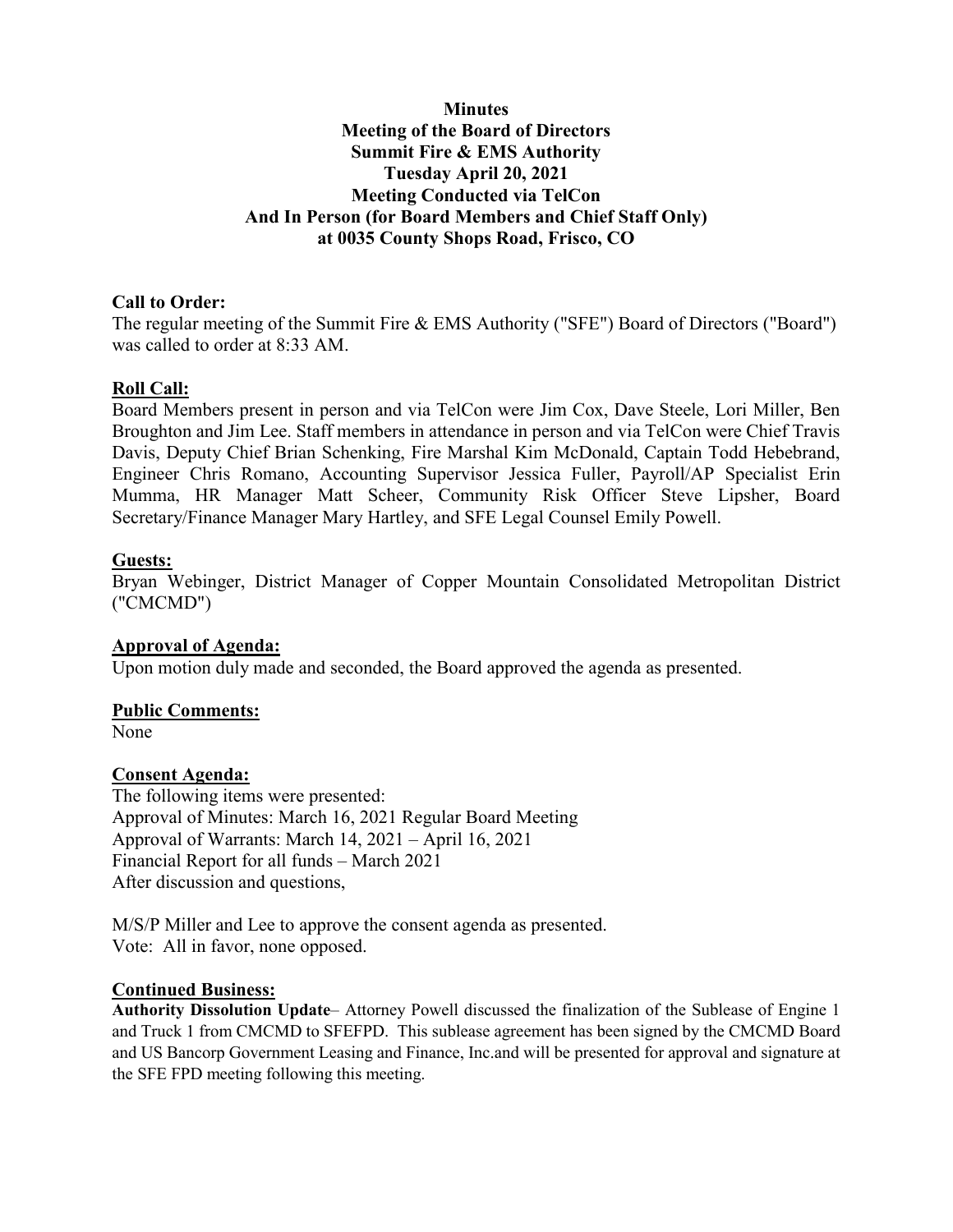**Minutes**
**Meeting of the Board of Directors**
**Summit Fire & EMS Authority**
**Tuesday April 20, 2021**
**Meeting Conducted via TelCon**
**And In Person (for Board Members and Chief Staff Only)**
**at 0035 County Shops Road, Frisco, CO**

**Call to Order:**

The regular meeting of the Summit Fire & EMS Authority ("SFE") Board of Directors ("Board") was called to order at 8:33 AM.

**Roll Call:**

Board Members present in person and via TelCon were Jim Cox, Dave Steele, Lori Miller, Ben Broughton and Jim Lee. Staff members in attendance in person and via TelCon were Chief Travis Davis, Deputy Chief Brian Schenking, Fire Marshal Kim McDonald, Captain Todd Hebebrand, Engineer Chris Romano, Accounting Supervisor Jessica Fuller, Payroll/AP Specialist Erin Mumma, HR Manager Matt Scheer, Community Risk Officer Steve Lipsher, Board Secretary/Finance Manager Mary Hartley, and SFE Legal Counsel Emily Powell.

**Guests:**

Bryan Webinger, District Manager of Copper Mountain Consolidated Metropolitan District ("CMCMD")

**Approval of Agenda:**

Upon motion duly made and seconded, the Board approved the agenda as presented.

**Public Comments:**

None

**Consent Agenda:**

The following items were presented:
Approval of Minutes: March 16, 2021 Regular Board Meeting
Approval of Warrants: March 14, 2021 – April 16, 2021
Financial Report for all funds – March 2021
After discussion and questions,

M/S/P Miller and Lee to approve the consent agenda as presented.
Vote: All in favor, none opposed.

**Continued Business:**

**Authority Dissolution Update**– Attorney Powell discussed the finalization of the Sublease of Engine 1 and Truck 1 from CMCMD to SFEFPD. This sublease agreement has been signed by the CMCMD Board and US Bancorp Government Leasing and Finance, Inc.and will be presented for approval and signature at the SFE FPD meeting following this meeting.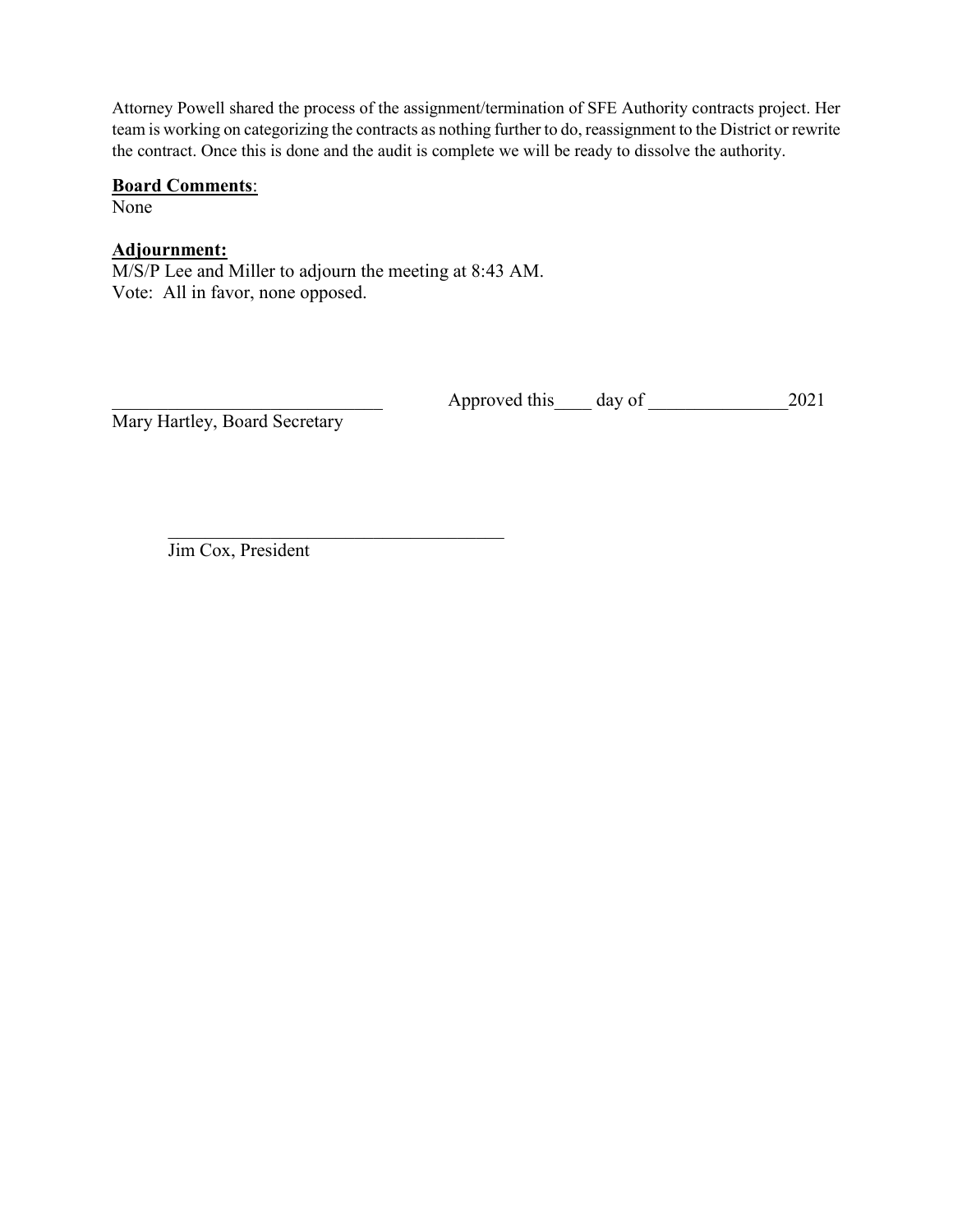Attorney Powell shared the process of the assignment/termination of SFE Authority contracts project. Her team is working on categorizing the contracts as nothing further to do, reassignment to the District or rewrite the contract. Once this is done and the audit is complete we will be ready to dissolve the authority.

**Board Comments**:
None

**Adjournment:**
M/S/P Lee and Miller to adjourn the meeting at 8:43 AM.
Vote: All in favor, none opposed.

_____________________________ Approved this____ day of _______________2021
Mary Hartley, Board Secretary

_____________________________________
Jim Cox, President